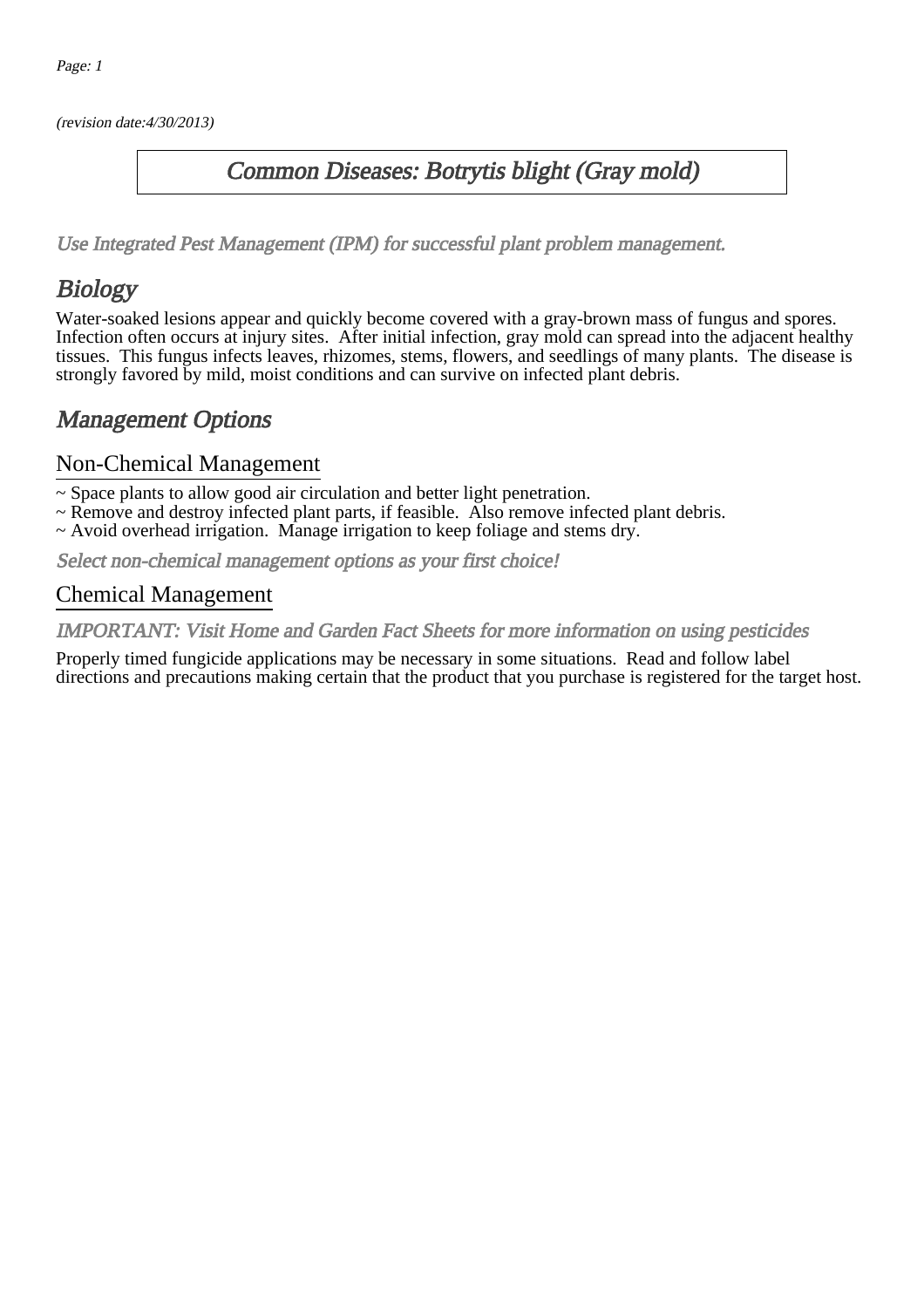(revision date:4/30/2013)

# Common Diseases: Botrytis blight (Gray mold)

*Use Integrated Pest Management (IPM) for successful plant problem management.*

## Biology

Water-soaked lesions appear and quickly become covered with a gray-brown mass of fungus and spores. Infection often occurs at injury sites. After initial infection, gray mold can spread into the adjacent healthy tissues. This fungus infects leaves, rhizomes, stems, flowers, and seedlings of many plants. The disease is strongly favored by mild, moist conditions and can survive on infected plant debris.

## Management Options

### Non-Chemical Management

~ Space plants to allow good air circulation and better light penetration.
~ Remove and destroy infected plant parts, if feasible. Also remove infected plant debris.
~ Avoid overhead irrigation. Manage irrigation to keep foliage and stems dry.

*Select non-chemical management options as your first choice!*

### Chemical Management

*IMPORTANT: Visit Home and Garden Fact Sheets for more information on using pesticides*

Properly timed fungicide applications may be necessary in some situations. Read and follow label directions and precautions making certain that the product that you purchase is registered for the target host.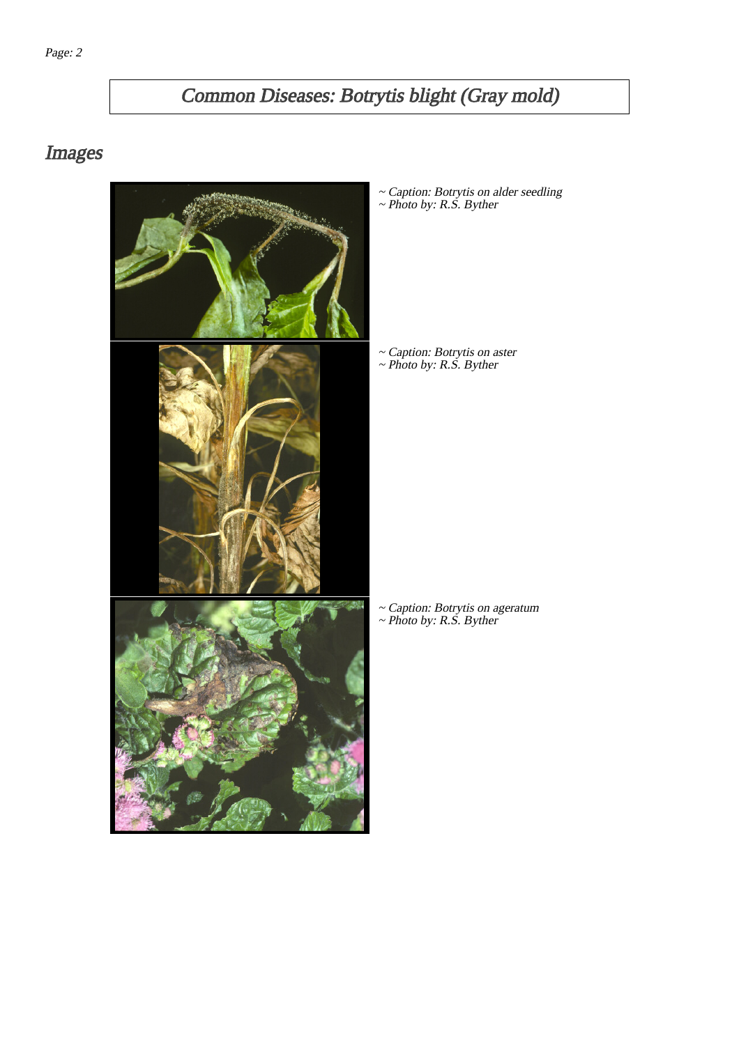# Common Diseases: Botrytis blight (Gray mold)

## Images

~ Caption: Botrytis on alder seedling
~ Photo by: R.S. Byther

~ Caption: Botrytis on aster
~ Photo by: R.S. Byther

~ Caption: Botrytis on ageratum
~ Photo by: R.S. Byther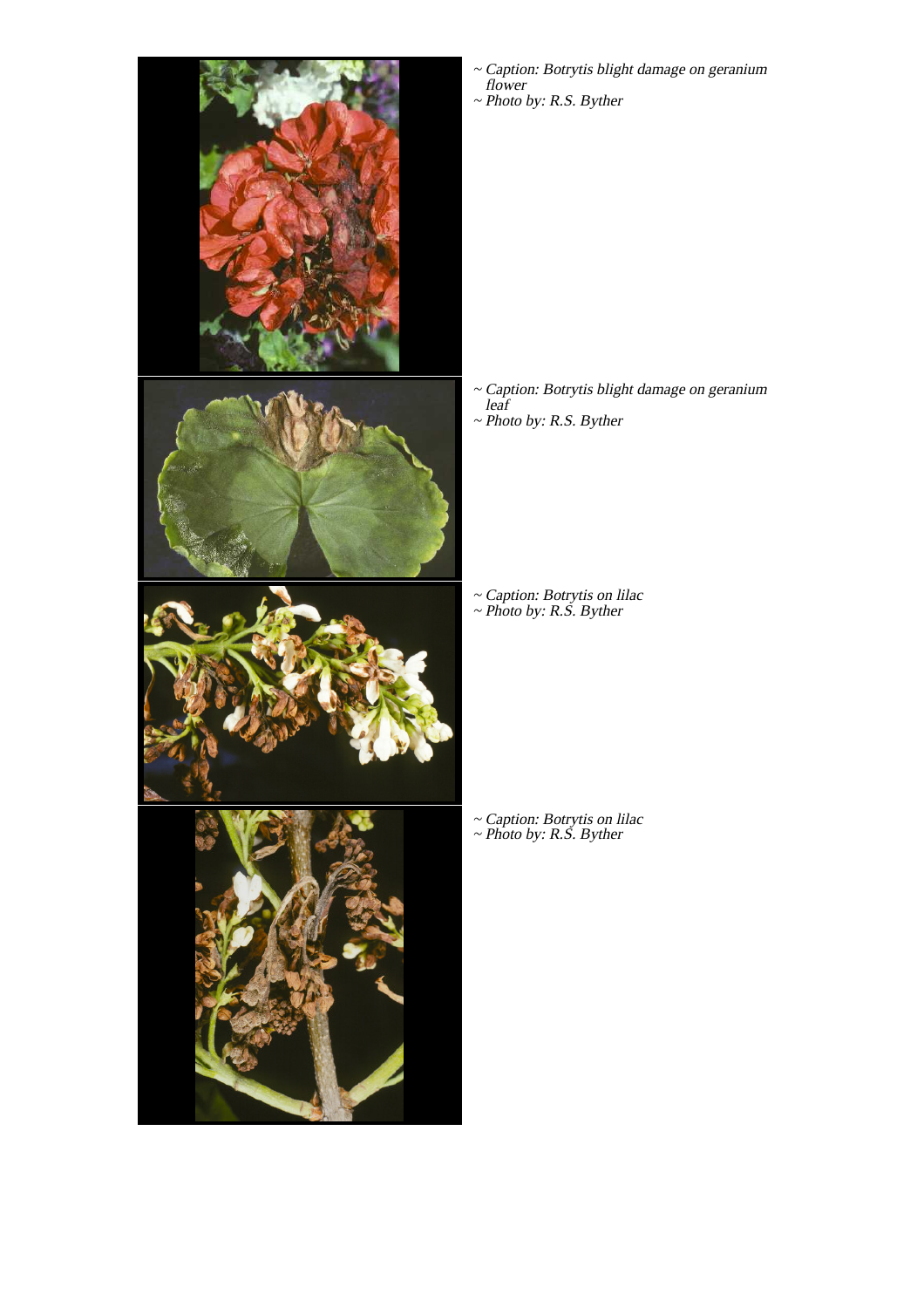~ *Caption: Botrytis blight damage on geranium flower*
~ *Photo by: R.S. Byther*

~ *Caption: Botrytis blight damage on geranium leaf*
~ *Photo by: R.S. Byther*

~ *Caption: Botrytis on lilac*
~ *Photo by: R.S. Byther*

~ *Caption: Botrytis on lilac*
~ *Photo by: R.S. Byther*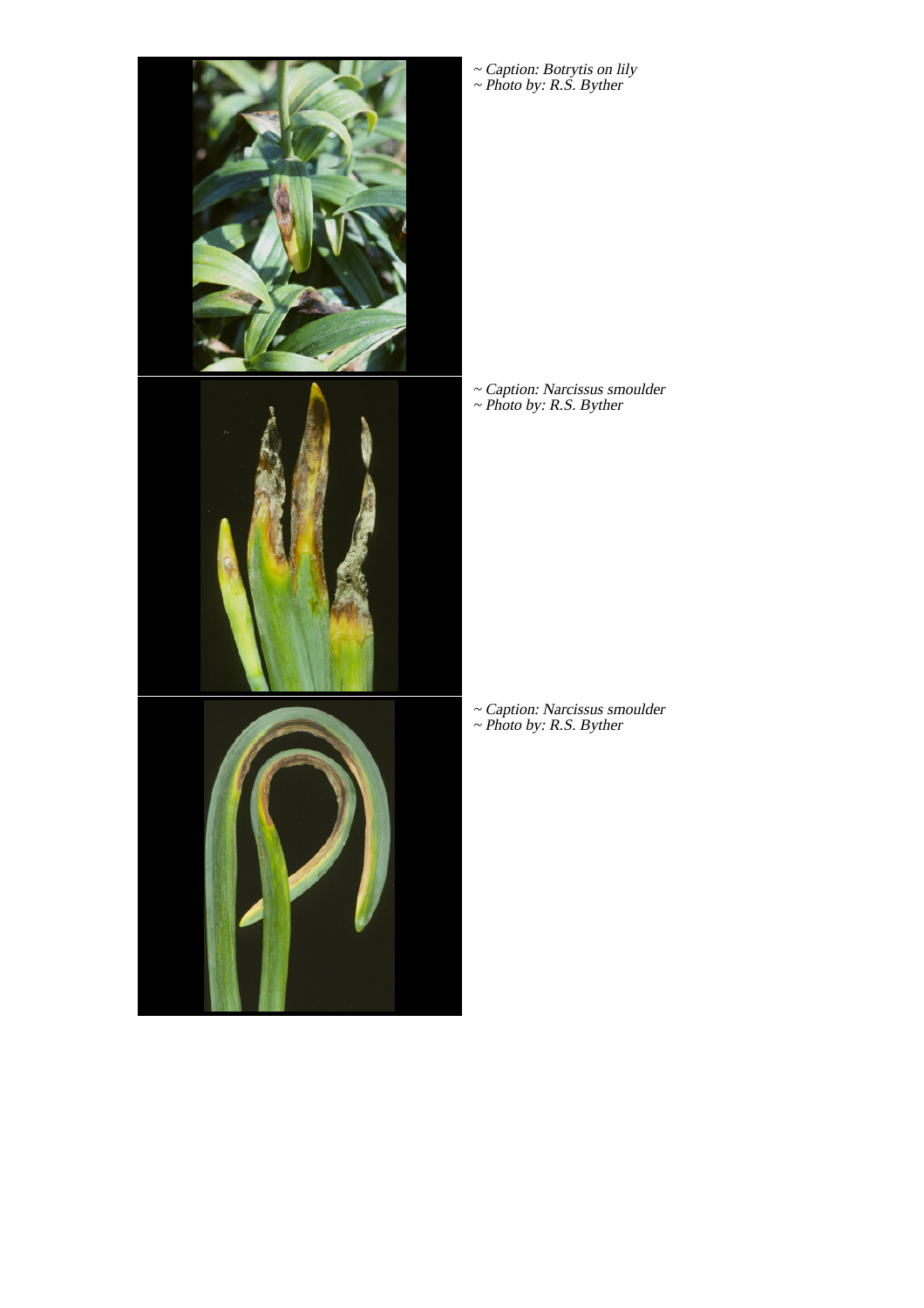~ *Caption: Botrytis on lily*
~ *Photo by: R.S. Byther*

~ *Caption: Narcissus smoulder*
~ *Photo by: R.S. Byther*

~ *Caption: Narcissus smoulder*
~ *Photo by: R.S. Byther*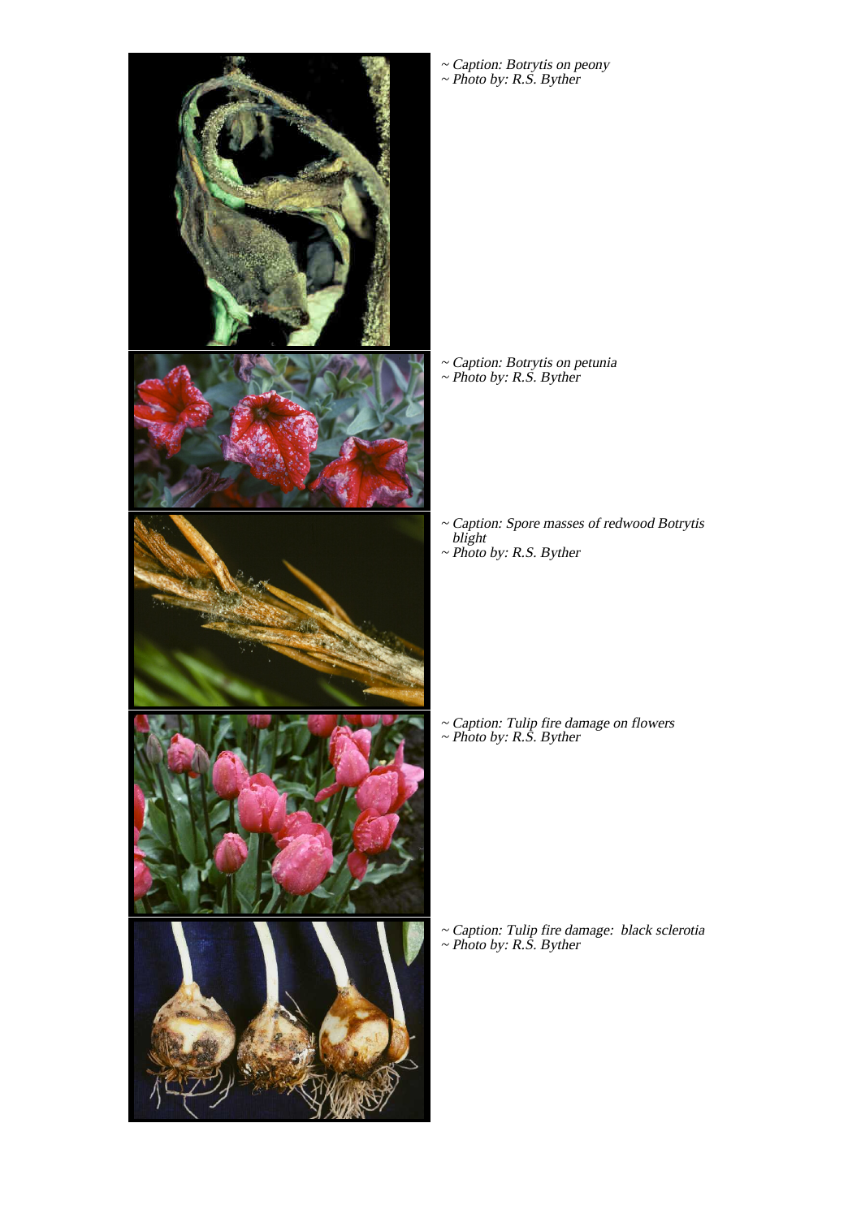~ *Caption: Botrytis on peony*
~ *Photo by: R.S. Byther*

~ *Caption: Botrytis on petunia*
~ *Photo by: R.S. Byther*

~ *Caption: Spore masses of redwood Botrytis blight*
~ *Photo by: R.S. Byther*

~ *Caption: Tulip fire damage on flowers*
~ *Photo by: R.S. Byther*

~ *Caption: Tulip fire damage: black sclerotia*
~ *Photo by: R.S. Byther*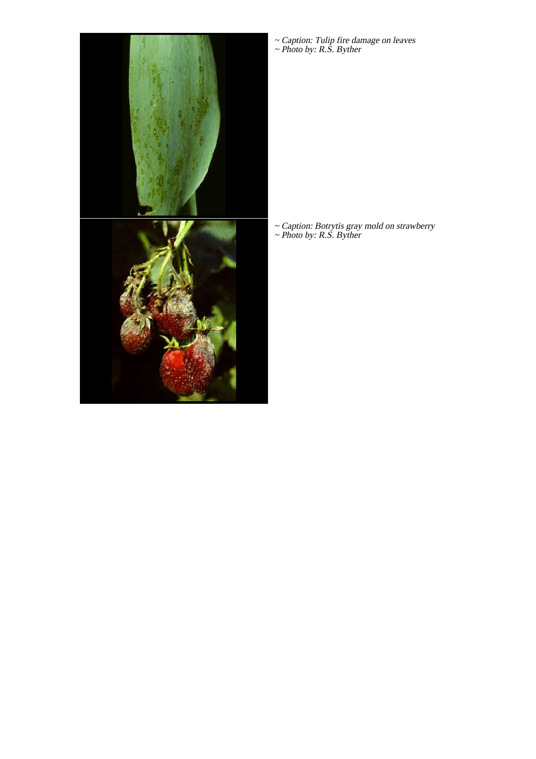~ *Caption: Tulip fire damage on leaves*
~ *Photo by: R.S. Byther*

~ *Caption: Botrytis gray mold on strawberry*
~ *Photo by: R.S. Byther*